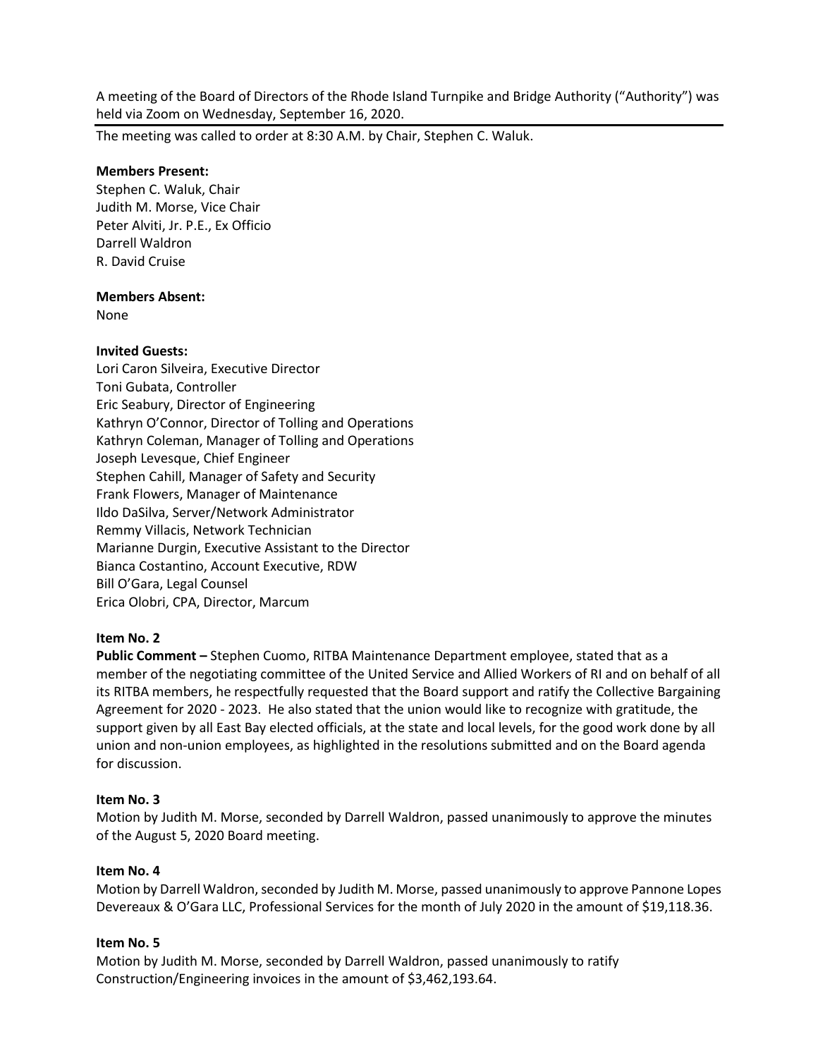A meeting of the Board of Directors of the Rhode Island Turnpike and Bridge Authority ("Authority") was held via Zoom on Wednesday, September 16, 2020.

---

The meeting was called to order at 8:30 A.M. by Chair, Stephen C. Waluk.

**Members Present:**
Stephen C. Waluk, Chair
Judith M. Morse, Vice Chair
Peter Alviti, Jr. P.E., Ex Officio
Darrell Waldron
R. David Cruise

**Members Absent:**
None

**Invited Guests:**
Lori Caron Silveira, Executive Director
Toni Gubata, Controller
Eric Seabury, Director of Engineering
Kathryn O'Connor, Director of Tolling and Operations
Kathryn Coleman, Manager of Tolling and Operations
Joseph Levesque, Chief Engineer
Stephen Cahill, Manager of Safety and Security
Frank Flowers, Manager of Maintenance
Ildo DaSilva, Server/Network Administrator
Remmy Villacis, Network Technician
Marianne Durgin, Executive Assistant to the Director
Bianca Costantino, Account Executive, RDW
Bill O'Gara, Legal Counsel
Erica Olobri, CPA, Director, Marcum

**Item No. 2**
**Public Comment –** Stephen Cuomo, RITBA Maintenance Department employee, stated that as a member of the negotiating committee of the United Service and Allied Workers of RI and on behalf of all its RITBA members, he respectfully requested that the Board support and ratify the Collective Bargaining Agreement for 2020 - 2023. He also stated that the union would like to recognize with gratitude, the support given by all East Bay elected officials, at the state and local levels, for the good work done by all union and non-union employees, as highlighted in the resolutions submitted and on the Board agenda for discussion.

**Item No. 3**
Motion by Judith M. Morse, seconded by Darrell Waldron, passed unanimously to approve the minutes of the August 5, 2020 Board meeting.

**Item No. 4**
Motion by Darrell Waldron, seconded by Judith M. Morse, passed unanimously to approve Pannone Lopes Devereaux & O'Gara LLC, Professional Services for the month of July 2020 in the amount of $19,118.36.

**Item No. 5**
Motion by Judith M. Morse, seconded by Darrell Waldron, passed unanimously to ratify Construction/Engineering invoices in the amount of $3,462,193.64.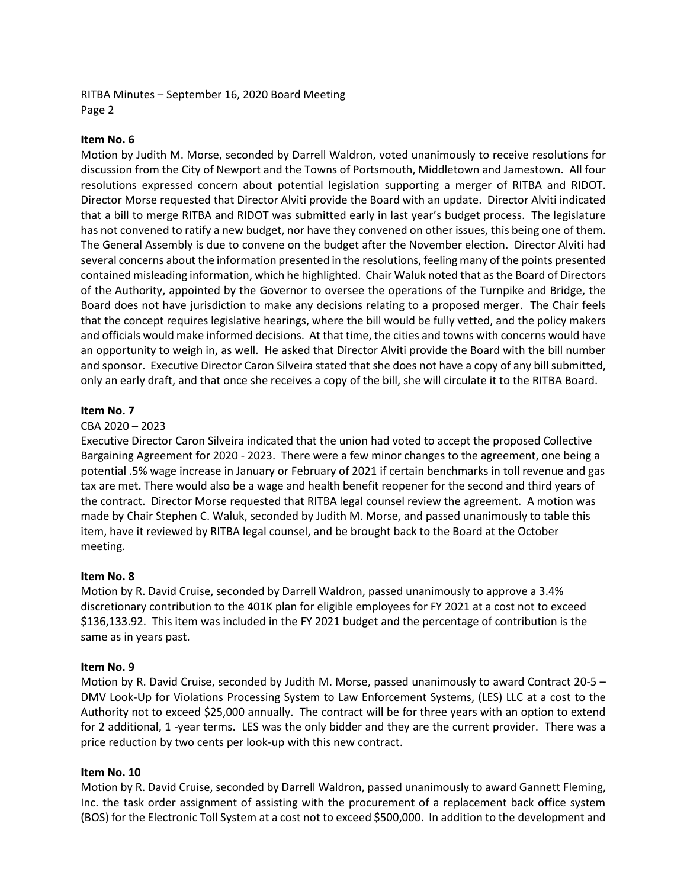**Item No. 6**

Motion by Judith M. Morse, seconded by Darrell Waldron, voted unanimously to receive resolutions for discussion from the City of Newport and the Towns of Portsmouth, Middletown and Jamestown. All four resolutions expressed concern about potential legislation supporting a merger of RITBA and RIDOT. Director Morse requested that Director Alviti provide the Board with an update. Director Alviti indicated that a bill to merge RITBA and RIDOT was submitted early in last year's budget process. The legislature has not convened to ratify a new budget, nor have they convened on other issues, this being one of them. The General Assembly is due to convene on the budget after the November election. Director Alviti had several concerns about the information presented in the resolutions, feeling many of the points presented contained misleading information, which he highlighted. Chair Waluk noted that as the Board of Directors of the Authority, appointed by the Governor to oversee the operations of the Turnpike and Bridge, the Board does not have jurisdiction to make any decisions relating to a proposed merger. The Chair feels that the concept requires legislative hearings, where the bill would be fully vetted, and the policy makers and officials would make informed decisions. At that time, the cities and towns with concerns would have an opportunity to weigh in, as well. He asked that Director Alviti provide the Board with the bill number and sponsor. Executive Director Caron Silveira stated that she does not have a copy of any bill submitted, only an early draft, and that once she receives a copy of the bill, she will circulate it to the RITBA Board.

**Item No. 7**

CBA 2020 – 2023

Executive Director Caron Silveira indicated that the union had voted to accept the proposed Collective Bargaining Agreement for 2020 - 2023. There were a few minor changes to the agreement, one being a potential .5% wage increase in January or February of 2021 if certain benchmarks in toll revenue and gas tax are met. There would also be a wage and health benefit reopener for the second and third years of the contract. Director Morse requested that RITBA legal counsel review the agreement. A motion was made by Chair Stephen C. Waluk, seconded by Judith M. Morse, and passed unanimously to table this item, have it reviewed by RITBA legal counsel, and be brought back to the Board at the October meeting.

**Item No. 8**

Motion by R. David Cruise, seconded by Darrell Waldron, passed unanimously to approve a 3.4% discretionary contribution to the 401K plan for eligible employees for FY 2021 at a cost not to exceed $136,133.92. This item was included in the FY 2021 budget and the percentage of contribution is the same as in years past.

**Item No. 9**

Motion by R. David Cruise, seconded by Judith M. Morse, passed unanimously to award Contract 20-5 – DMV Look-Up for Violations Processing System to Law Enforcement Systems, (LES) LLC at a cost to the Authority not to exceed $25,000 annually. The contract will be for three years with an option to extend for 2 additional, 1 -year terms. LES was the only bidder and they are the current provider. There was a price reduction by two cents per look-up with this new contract.

**Item No. 10**

Motion by R. David Cruise, seconded by Darrell Waldron, passed unanimously to award Gannett Fleming, Inc. the task order assignment of assisting with the procurement of a replacement back office system (BOS) for the Electronic Toll System at a cost not to exceed $500,000. In addition to the development and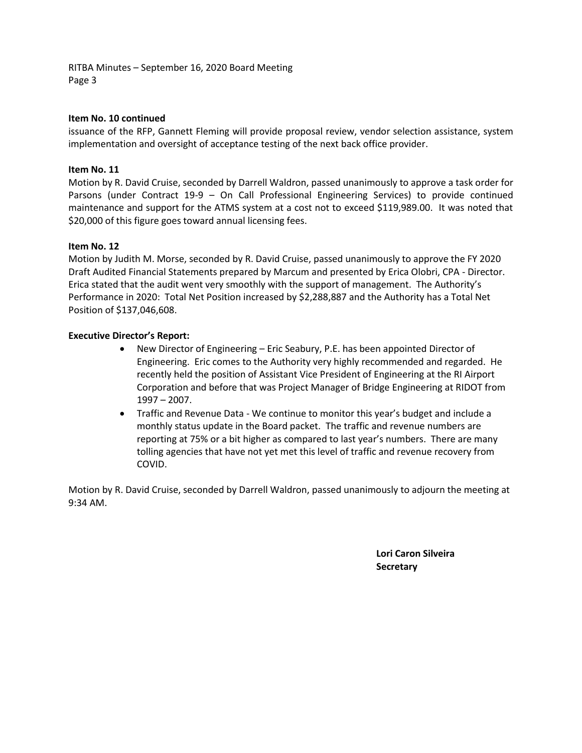**Item No. 10 continued**
issuance of the RFP, Gannett Fleming will provide proposal review, vendor selection assistance, system implementation and oversight of acceptance testing of the next back office provider.

**Item No. 11**
Motion by R. David Cruise, seconded by Darrell Waldron, passed unanimously to approve a task order for Parsons (under Contract 19-9 – On Call Professional Engineering Services) to provide continued maintenance and support for the ATMS system at a cost not to exceed $119,989.00. It was noted that $20,000 of this figure goes toward annual licensing fees.

**Item No. 12**
Motion by Judith M. Morse, seconded by R. David Cruise, passed unanimously to approve the FY 2020 Draft Audited Financial Statements prepared by Marcum and presented by Erica Olobri, CPA - Director. Erica stated that the audit went very smoothly with the support of management. The Authority's Performance in 2020: Total Net Position increased by $2,288,887 and the Authority has a Total Net Position of $137,046,608.

**Executive Director's Report:**

- New Director of Engineering – Eric Seabury, P.E. has been appointed Director of Engineering. Eric comes to the Authority very highly recommended and regarded. He recently held the position of Assistant Vice President of Engineering at the RI Airport Corporation and before that was Project Manager of Bridge Engineering at RIDOT from 1997 – 2007.
- Traffic and Revenue Data - We continue to monitor this year's budget and include a monthly status update in the Board packet. The traffic and revenue numbers are reporting at 75% or a bit higher as compared to last year's numbers. There are many tolling agencies that have not yet met this level of traffic and revenue recovery from COVID.

Motion by R. David Cruise, seconded by Darrell Waldron, passed unanimously to adjourn the meeting at 9:34 AM.

**Lori Caron Silveira**
**Secretary**